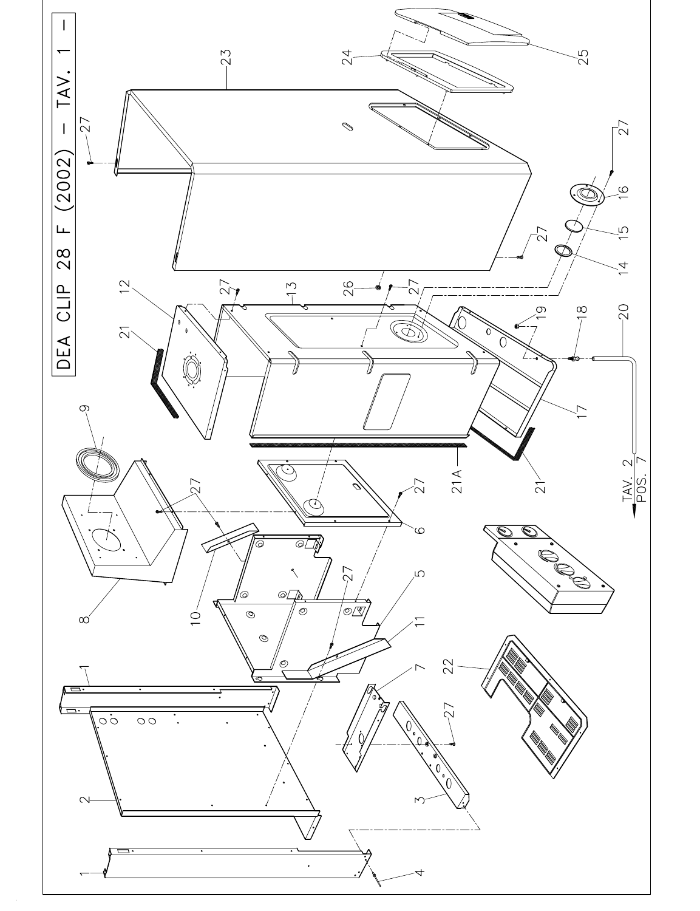# DEA CLIP 28 F (2002) – TAV. 1 –

1 2 1 3 4 5 6 7 8 9 10 11 12 13 14 15 16 17 18 19 20 21 21A 22 23 24 25 26 27

TAV. 2
POS. 7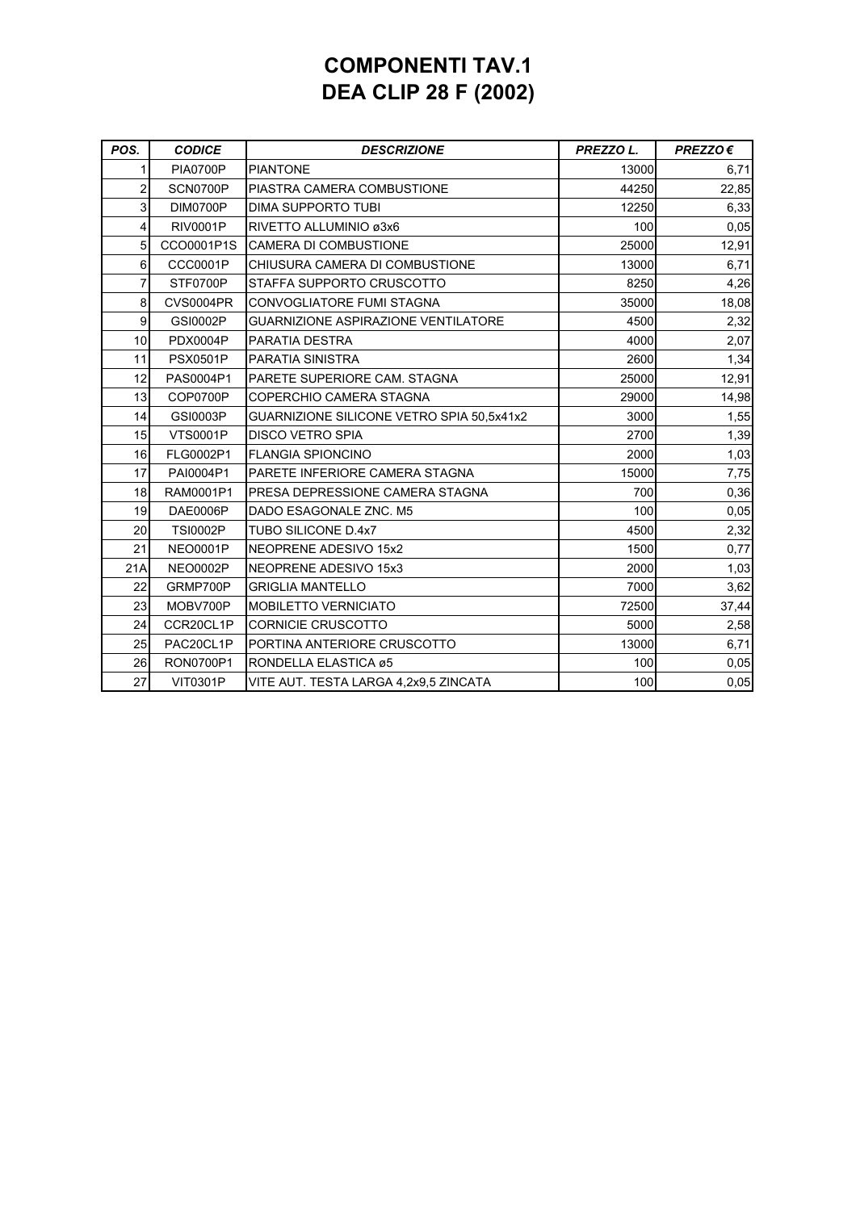# COMPONENTI TAV.1
# DEA CLIP 28 F (2002)

| POS. | CODICE | DESCRIZIONE | PREZZO L. | PREZZO € |
|---|---|---|---|---|
| 1 | PIA0700P | PIANTONE | 13000 | 6,71 |
| 2 | SCN0700P | PIASTRA CAMERA COMBUSTIONE | 44250 | 22,85 |
| 3 | DIM0700P | DIMA SUPPORTO TUBI | 12250 | 6,33 |
| 4 | RIV0001P | RIVETTO ALLUMINIO ø3x6 | 100 | 0,05 |
| 5 | CCO0001P1S | CAMERA DI COMBUSTIONE | 25000 | 12,91 |
| 6 | CCC0001P | CHIUSURA CAMERA DI COMBUSTIONE | 13000 | 6,71 |
| 7 | STF0700P | STAFFA SUPPORTO CRUSCOTTO | 8250 | 4,26 |
| 8 | CVS0004PR | CONVOGLIATORE FUMI STAGNA | 35000 | 18,08 |
| 9 | GSI0002P | GUARNIZIONE ASPIRAZIONE VENTILATORE | 4500 | 2,32 |
| 10 | PDX0004P | PARATIA DESTRA | 4000 | 2,07 |
| 11 | PSX0501P | PARATIA SINISTRA | 2600 | 1,34 |
| 12 | PAS0004P1 | PARETE SUPERIORE CAM. STAGNA | 25000 | 12,91 |
| 13 | COP0700P | COPERCHIO CAMERA STAGNA | 29000 | 14,98 |
| 14 | GSI0003P | GUARNIZIONE SILICONE VETRO SPIA 50,5x41x2 | 3000 | 1,55 |
| 15 | VTS0001P | DISCO VETRO SPIA | 2700 | 1,39 |
| 16 | FLG0002P1 | FLANGIA SPIONCINO | 2000 | 1,03 |
| 17 | PAI0004P1 | PARETE INFERIORE CAMERA STAGNA | 15000 | 7,75 |
| 18 | RAM0001P1 | PRESA DEPRESSIONE CAMERA STAGNA | 700 | 0,36 |
| 19 | DAE0006P | DADO ESAGONALE ZNC. M5 | 100 | 0,05 |
| 20 | TSI0002P | TUBO SILICONE D.4x7 | 4500 | 2,32 |
| 21 | NEO0001P | NEOPRENE ADESIVO 15x2 | 1500 | 0,77 |
| 21A | NEO0002P | NEOPRENE ADESIVO 15x3 | 2000 | 1,03 |
| 22 | GRMP700P | GRIGLIA MANTELLO | 7000 | 3,62 |
| 23 | MOBV700P | MOBILETTO VERNICIATO | 72500 | 37,44 |
| 24 | CCR20CL1P | CORNICIE CRUSCOTTO | 5000 | 2,58 |
| 25 | PAC20CL1P | PORTINA ANTERIORE CRUSCOTTO | 13000 | 6,71 |
| 26 | RON0700P1 | RONDELLA ELASTICA ø5 | 100 | 0,05 |
| 27 | VIT0301P | VITE AUT. TESTA LARGA 4,2x9,5 ZINCATA | 100 | 0,05 |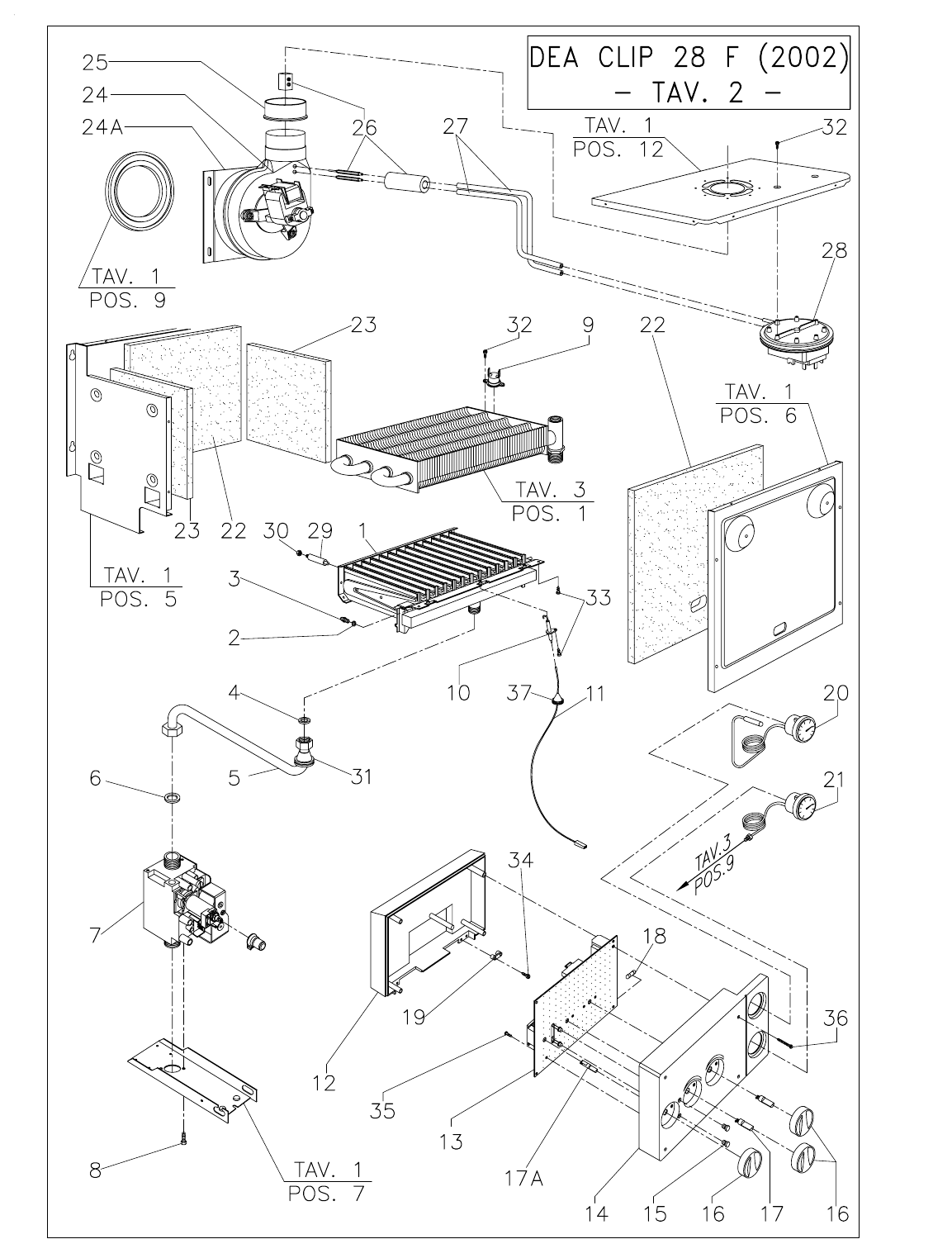# DEA CLIP 28 F (2002) – TAV. 2 –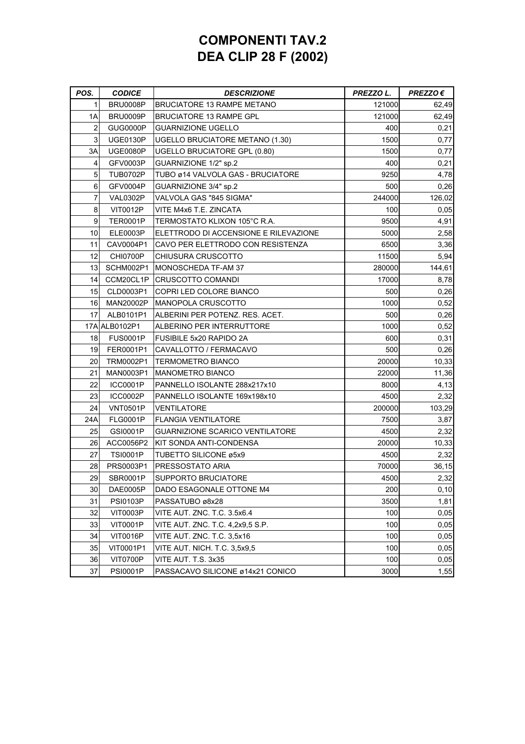# COMPONENTI TAV.2
# DEA CLIP 28 F (2002)

| *POS.* | *CODICE* | *DESCRIZIONE* | *PREZZO L.* | *PREZZO €* |
|---|---|---|---|---|
| 1 | BRU0008P | BRUCIATORE 13 RAMPE METANO | 121000 | 62,49 |
| 1A | BRU0009P | BRUCIATORE 13 RAMPE GPL | 121000 | 62,49 |
| 2 | GUG0000P | GUARNIZIONE UGELLO | 400 | 0,21 |
| 3 | UGE0130P | UGELLO BRUCIATORE METANO (1.30) | 1500 | 0,77 |
| 3A | UGE0080P | UGELLO BRUCIATORE GPL (0.80) | 1500 | 0,77 |
| 4 | GFV0003P | GUARNIZIONE 1/2" sp.2 | 400 | 0,21 |
| 5 | TUB0702P | TUBO ø14 VALVOLA GAS - BRUCIATORE | 9250 | 4,78 |
| 6 | GFV0004P | GUARNIZIONE 3/4" sp.2 | 500 | 0,26 |
| 7 | VAL0302P | VALVOLA GAS "845 SIGMA" | 244000 | 126,02 |
| 8 | VIT0012P | VITE M4x6 T.E. ZINCATA | 100 | 0,05 |
| 9 | TER0001P | TERMOSTATO KLIXON 105°C R.A. | 9500 | 4,91 |
| 10 | ELE0003P | ELETTRODO DI ACCENSIONE E RILEVAZIONE | 5000 | 2,58 |
| 11 | CAV0004P1 | CAVO PER ELETTRODO CON RESISTENZA | 6500 | 3,36 |
| 12 | CHI0700P | CHIUSURA CRUSCOTTO | 11500 | 5,94 |
| 13 | SCHM002P1 | MONOSCHEDA TF-AM 37 | 280000 | 144,61 |
| 14 | CCM20CL1P | CRUSCOTTO COMANDI | 17000 | 8,78 |
| 15 | CLD0003P1 | COPRI LED COLORE BIANCO | 500 | 0,26 |
| 16 | MAN20002P | MANOPOLA CRUSCOTTO | 1000 | 0,52 |
| 17 | ALB0101P1 | ALBERINI PER POTENZ. RES. ACET. | 500 | 0,26 |
| 17A | ALB0102P1 | ALBERINO PER INTERRUTTORE | 1000 | 0,52 |
| 18 | FUS0001P | FUSIBILE 5x20 RAPIDO 2A | 600 | 0,31 |
| 19 | FER0001P1 | CAVALLOTTO / FERMACAVO | 500 | 0,26 |
| 20 | TRM0002P1 | TERMOMETRO BIANCO | 20000 | 10,33 |
| 21 | MAN0003P1 | MANOMETRO BIANCO | 22000 | 11,36 |
| 22 | ICC0001P | PANNELLO ISOLANTE 288x217x10 | 8000 | 4,13 |
| 23 | ICC0002P | PANNELLO ISOLANTE 169x198x10 | 4500 | 2,32 |
| 24 | VNT0501P | VENTILATORE | 200000 | 103,29 |
| 24A | FLG0001P | FLANGIA VENTILATORE | 7500 | 3,87 |
| 25 | GSI0001P | GUARNIZIONE SCARICO VENTILATORE | 4500 | 2,32 |
| 26 | ACC0056P2 | KIT SONDA ANTI-CONDENSA | 20000 | 10,33 |
| 27 | TSI0001P | TUBETTO SILICONE ø5x9 | 4500 | 2,32 |
| 28 | PRS0003P1 | PRESSOSTATO ARIA | 70000 | 36,15 |
| 29 | SBR0001P | SUPPORTO BRUCIATORE | 4500 | 2,32 |
| 30 | DAE0005P | DADO ESAGONALE OTTONE M4 | 200 | 0,10 |
| 31 | PSI0103P | PASSATUBO ø8x28 | 3500 | 1,81 |
| 32 | VIT0003P | VITE AUT. ZNC. T.C. 3.5x6.4 | 100 | 0,05 |
| 33 | VIT0001P | VITE AUT. ZNC. T.C. 4,2x9,5 S.P. | 100 | 0,05 |
| 34 | VIT0016P | VITE AUT. ZNC. T.C. 3,5x16 | 100 | 0,05 |
| 35 | VIT0001P1 | VITE AUT. NICH. T.C. 3,5x9,5 | 100 | 0,05 |
| 36 | VIT0700P | VITE AUT. T.S. 3x35 | 100 | 0,05 |
| 37 | PSI0001P | PASSACAVO SILICONE ø14x21 CONICO | 3000 | 1,55 |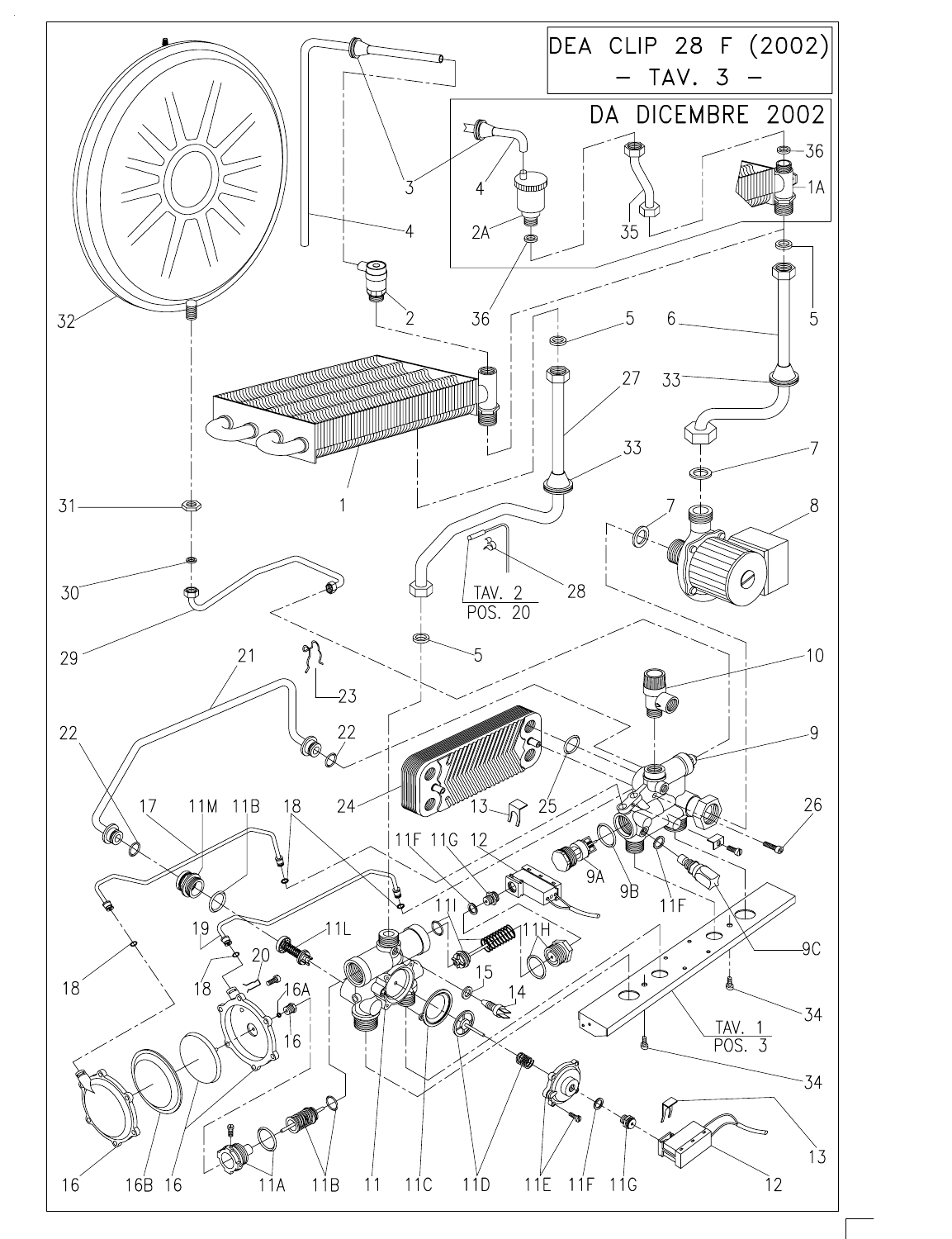# DEA CLIP 28 F (2002)
## – TAV. 3 –

DA DICEMBRE 2002

3, 4, 36, 1A, 2A, 35, 36, 5, 6, 5, 32, 2, 27, 33, 33, 7, 7, 8, 31, 1, 30, 28, 29, TAV. 2 POS. 20, 5, 21, 23, 10, 22, 22, 9, 24, 25, 26, 13, 17, 11M, 11B, 18, 11F, 11G, 12, 9A, 9B, 11F, 11I, 11H, 19, 11L, 9C, 18, 20, 16A, 15, 18, 16, 14, 34, TAV. 1 POS. 3, 34, 13, 12, 16, 16B, 16, 11A, 11B, 11, 11C, 11D, 11E, 11F, 11G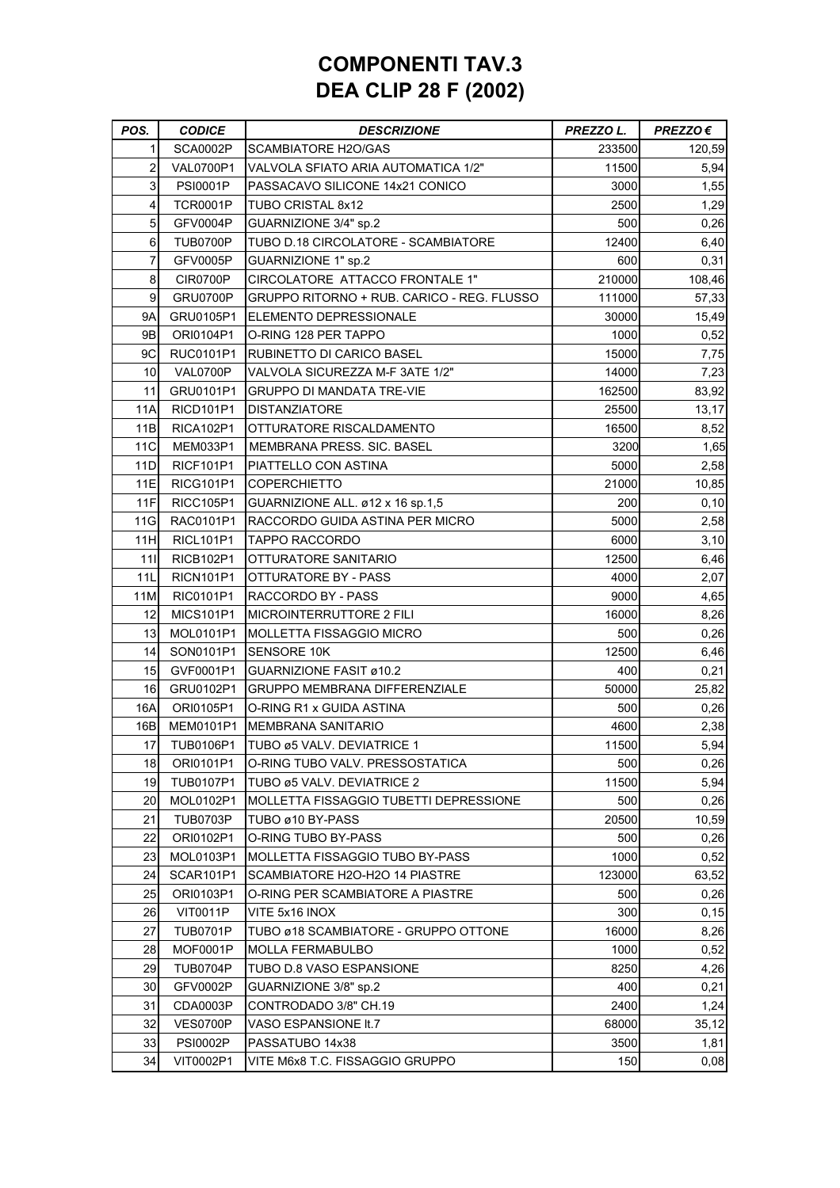# COMPONENTI TAV.3
# DEA CLIP 28 F (2002)

| POS. | CODICE | DESCRIZIONE | PREZZO L. | PREZZO € |
|---|---|---|---|---|
| 1 | SCA0002P | SCAMBIATORE H2O/GAS | 233500 | 120,59 |
| 2 | VAL0700P1 | VALVOLA SFIATO ARIA AUTOMATICA 1/2" | 11500 | 5,94 |
| 3 | PSI0001P | PASSACAVO SILICONE 14x21 CONICO | 3000 | 1,55 |
| 4 | TCR0001P | TUBO CRISTAL 8x12 | 2500 | 1,29 |
| 5 | GFV0004P | GUARNIZIONE 3/4" sp.2 | 500 | 0,26 |
| 6 | TUB0700P | TUBO D.18 CIRCOLATORE - SCAMBIATORE | 12400 | 6,40 |
| 7 | GFV0005P | GUARNIZIONE 1" sp.2 | 600 | 0,31 |
| 8 | CIR0700P | CIRCOLATORE ATTACCO FRONTALE 1" | 210000 | 108,46 |
| 9 | GRU0700P | GRUPPO RITORNO + RUB. CARICO - REG. FLUSSO | 111000 | 57,33 |
| 9A | GRU0105P1 | ELEMENTO DEPRESSIONALE | 30000 | 15,49 |
| 9B | ORI0104P1 | O-RING 128 PER TAPPO | 1000 | 0,52 |
| 9C | RUC0101P1 | RUBINETTO DI CARICO BASEL | 15000 | 7,75 |
| 10 | VAL0700P | VALVOLA SICUREZZA M-F 3ATE 1/2" | 14000 | 7,23 |
| 11 | GRU0101P1 | GRUPPO DI MANDATA TRE-VIE | 162500 | 83,92 |
| 11A | RICD101P1 | DISTANZIATORE | 25500 | 13,17 |
| 11B | RICA102P1 | OTTURATORE RISCALDAMENTO | 16500 | 8,52 |
| 11C | MEM033P1 | MEMBRANA PRESS. SIC. BASEL | 3200 | 1,65 |
| 11D | RICF101P1 | PIATTELLO CON ASTINA | 5000 | 2,58 |
| 11E | RICG101P1 | COPERCHIETTO | 21000 | 10,85 |
| 11F | RICC105P1 | GUARNIZIONE ALL. ø12 x 16 sp.1,5 | 200 | 0,10 |
| 11G | RAC0101P1 | RACCORDO GUIDA ASTINA PER MICRO | 5000 | 2,58 |
| 11H | RICL101P1 | TAPPO RACCORDO | 6000 | 3,10 |
| 11I | RICB102P1 | OTTURATORE SANITARIO | 12500 | 6,46 |
| 11L | RICN101P1 | OTTURATORE BY - PASS | 4000 | 2,07 |
| 11M | RIC0101P1 | RACCORDO BY - PASS | 9000 | 4,65 |
| 12 | MICS101P1 | MICROINTERRUTTORE 2 FILI | 16000 | 8,26 |
| 13 | MOL0101P1 | MOLLETTA FISSAGGIO MICRO | 500 | 0,26 |
| 14 | SON0101P1 | SENSORE 10K | 12500 | 6,46 |
| 15 | GVF0001P1 | GUARNIZIONE FASIT ø10.2 | 400 | 0,21 |
| 16 | GRU0102P1 | GRUPPO MEMBRANA DIFFERENZIALE | 50000 | 25,82 |
| 16A | ORI0105P1 | O-RING R1 x GUIDA ASTINA | 500 | 0,26 |
| 16B | MEM0101P1 | MEMBRANA SANITARIO | 4600 | 2,38 |
| 17 | TUB0106P1 | TUBO ø5 VALV. DEVIATRICE 1 | 11500 | 5,94 |
| 18 | ORI0101P1 | O-RING TUBO VALV. PRESSOSTATICA | 500 | 0,26 |
| 19 | TUB0107P1 | TUBO ø5 VALV. DEVIATRICE 2 | 11500 | 5,94 |
| 20 | MOL0102P1 | MOLLETTA FISSAGGIO TUBETTI DEPRESSIONE | 500 | 0,26 |
| 21 | TUB0703P | TUBO ø10 BY-PASS | 20500 | 10,59 |
| 22 | ORI0102P1 | O-RING TUBO BY-PASS | 500 | 0,26 |
| 23 | MOL0103P1 | MOLLETTA FISSAGGIO TUBO BY-PASS | 1000 | 0,52 |
| 24 | SCAR101P1 | SCAMBIATORE H2O-H2O 14 PIASTRE | 123000 | 63,52 |
| 25 | ORI0103P1 | O-RING PER SCAMBIATORE A PIASTRE | 500 | 0,26 |
| 26 | VIT0011P | VITE 5x16 INOX | 300 | 0,15 |
| 27 | TUB0701P | TUBO ø18 SCAMBIATORE - GRUPPO OTTONE | 16000 | 8,26 |
| 28 | MOF0001P | MOLLA FERMABULBO | 1000 | 0,52 |
| 29 | TUB0704P | TUBO D.8 VASO ESPANSIONE | 8250 | 4,26 |
| 30 | GFV0002P | GUARNIZIONE 3/8" sp.2 | 400 | 0,21 |
| 31 | CDA0003P | CONTRODADO 3/8" CH.19 | 2400 | 1,24 |
| 32 | VES0700P | VASO ESPANSIONE lt.7 | 68000 | 35,12 |
| 33 | PSI0002P | PASSATUBO 14x38 | 3500 | 1,81 |
| 34 | VIT0002P1 | VITE M6x8 T.C. FISSAGGIO GRUPPO | 150 | 0,08 |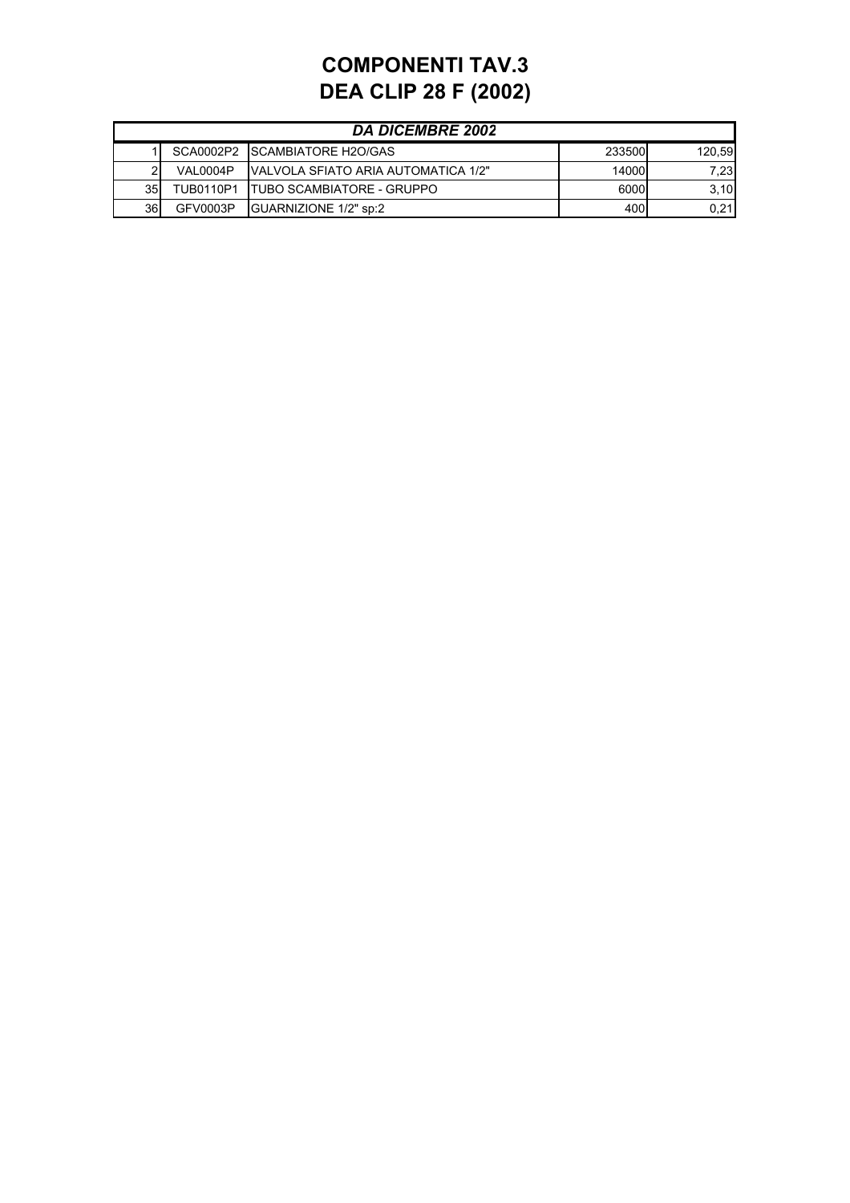# COMPONENTI TAV.3
# DEA CLIP 28 F (2002)

| *DA DICEMBRE 2002* | | | | |
|---|---|---|---|---|
| 1 | SCA0002P2 | SCAMBIATORE H2O/GAS | 233500 | 120,59 |
| 2 | VAL0004P | VALVOLA SFIATO ARIA AUTOMATICA 1/2" | 14000 | 7,23 |
| 35 | TUB0110P1 | TUBO SCAMBIATORE - GRUPPO | 6000 | 3,10 |
| 36 | GFV0003P | GUARNIZIONE 1/2" sp:2 | 400 | 0,21 |